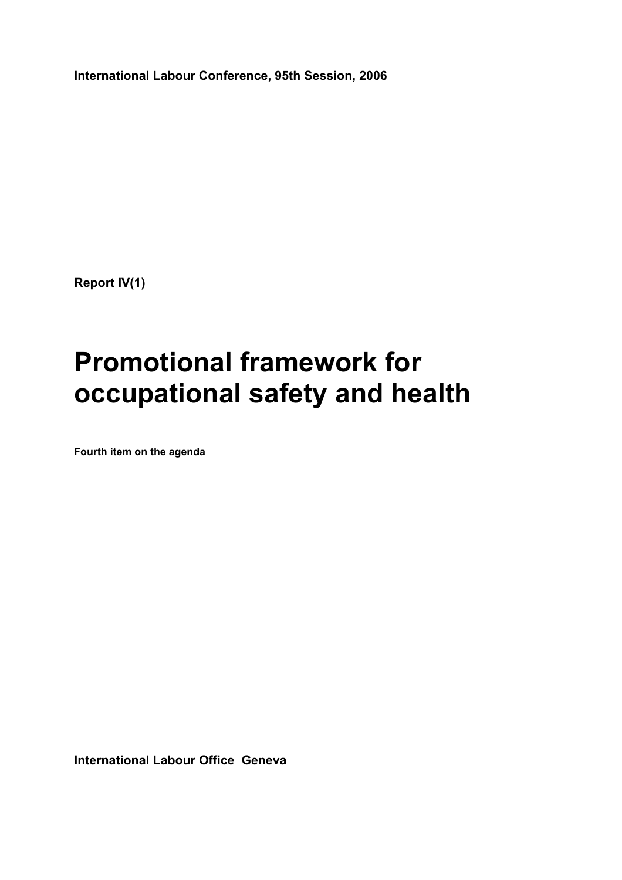**International Labour Conference, 95th Session, 2006**

**Report IV(1)**

# Promotional framework for occupational safety and health

**Fourth item on the agenda**

**International Labour Office Geneva**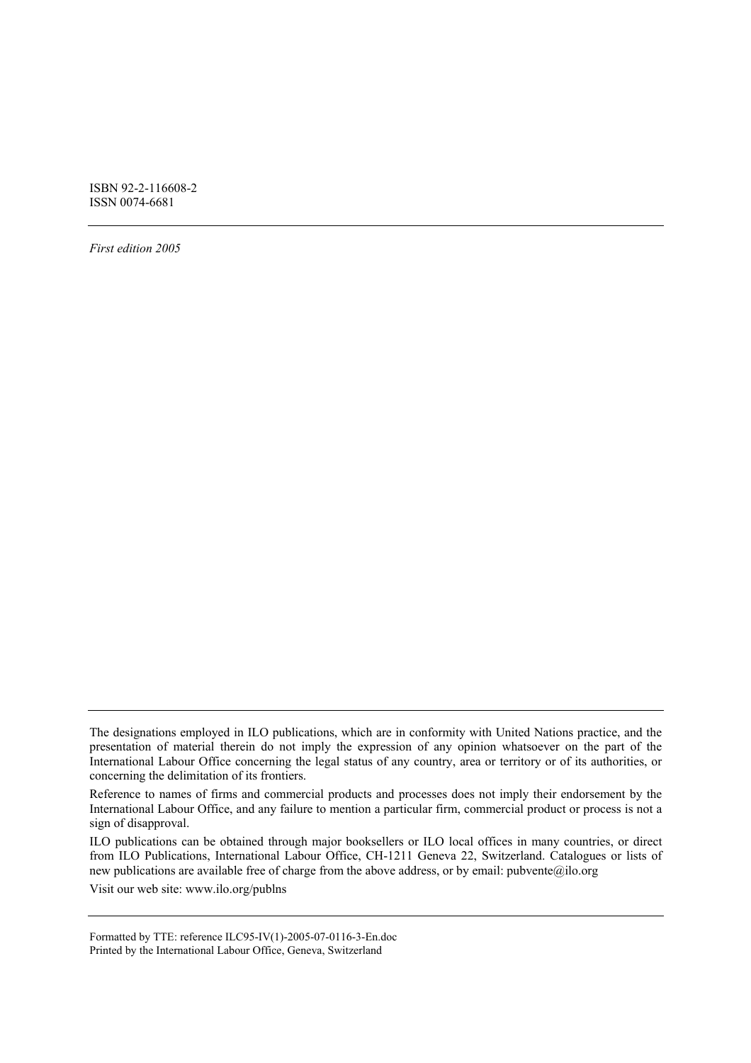ISBN 92-2-116608-2
ISSN 0074-6681

---

*First edition 2005*

---

The designations employed in ILO publications, which are in conformity with United Nations practice, and the presentation of material therein do not imply the expression of any opinion whatsoever on the part of the International Labour Office concerning the legal status of any country, area or territory or of its authorities, or concerning the delimitation of its frontiers.

Reference to names of firms and commercial products and processes does not imply their endorsement by the International Labour Office, and any failure to mention a particular firm, commercial product or process is not a sign of disapproval.

ILO publications can be obtained through major booksellers or ILO local offices in many countries, or direct from ILO Publications, International Labour Office, CH-1211 Geneva 22, Switzerland. Catalogues or lists of new publications are available free of charge from the above address, or by email: pubvente@ilo.org

Visit our web site: www.ilo.org/publns

---

Formatted by TTE: reference ILC95-IV(1)-2005-07-0116-3-En.doc
Printed by the International Labour Office, Geneva, Switzerland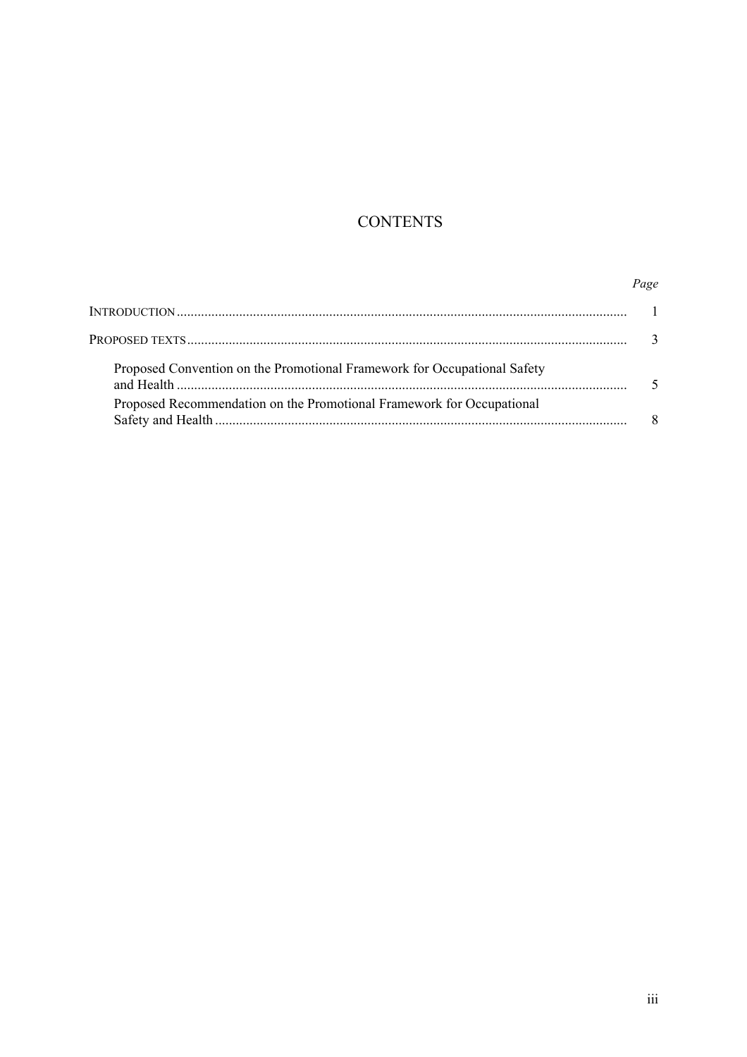# CONTENTS

| | *Page* |
|---|---|
| INTRODUCTION | 1 |
| PROPOSED TEXTS | 3 |
| Proposed Convention on the Promotional Framework for Occupational Safety and Health | 5 |
| Proposed Recommendation on the Promotional Framework for Occupational Safety and Health | 8 |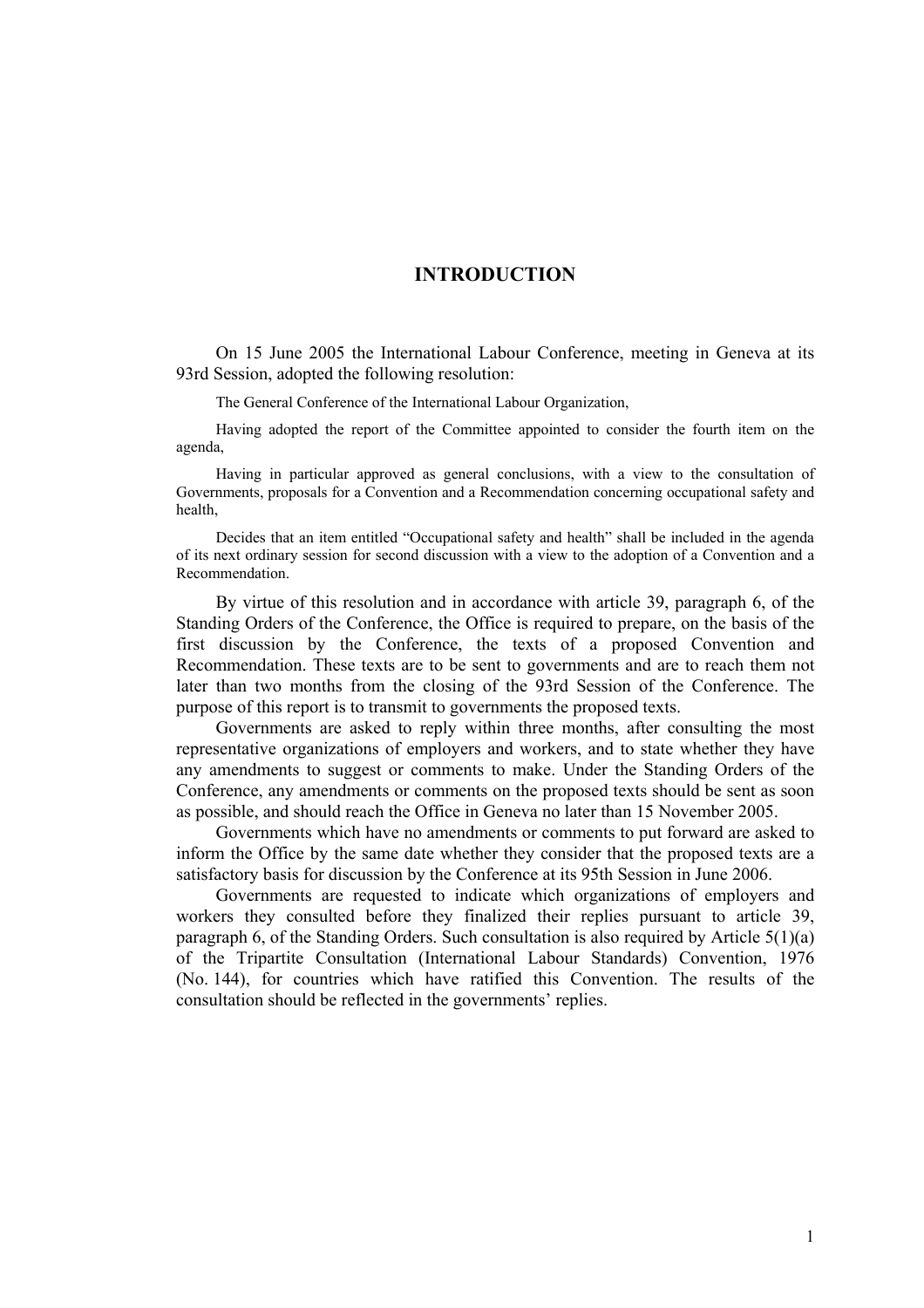# INTRODUCTION

On 15 June 2005 the International Labour Conference, meeting in Geneva at its 93rd Session, adopted the following resolution:

> The General Conference of the International Labour Organization,
>
> Having adopted the report of the Committee appointed to consider the fourth item on the agenda,
>
> Having in particular approved as general conclusions, with a view to the consultation of Governments, proposals for a Convention and a Recommendation concerning occupational safety and health,
>
> Decides that an item entitled "Occupational safety and health" shall be included in the agenda of its next ordinary session for second discussion with a view to the adoption of a Convention and a Recommendation.

By virtue of this resolution and in accordance with article 39, paragraph 6, of the Standing Orders of the Conference, the Office is required to prepare, on the basis of the first discussion by the Conference, the texts of a proposed Convention and Recommendation. These texts are to be sent to governments and are to reach them not later than two months from the closing of the 93rd Session of the Conference. The purpose of this report is to transmit to governments the proposed texts.

Governments are asked to reply within three months, after consulting the most representative organizations of employers and workers, and to state whether they have any amendments to suggest or comments to make. Under the Standing Orders of the Conference, any amendments or comments on the proposed texts should be sent as soon as possible, and should reach the Office in Geneva no later than 15 November 2005.

Governments which have no amendments or comments to put forward are asked to inform the Office by the same date whether they consider that the proposed texts are a satisfactory basis for discussion by the Conference at its 95th Session in June 2006.

Governments are requested to indicate which organizations of employers and workers they consulted before they finalized their replies pursuant to article 39, paragraph 6, of the Standing Orders. Such consultation is also required by Article 5(1)(a) of the Tripartite Consultation (International Labour Standards) Convention, 1976 (No. 144), for countries which have ratified this Convention. The results of the consultation should be reflected in the governments' replies.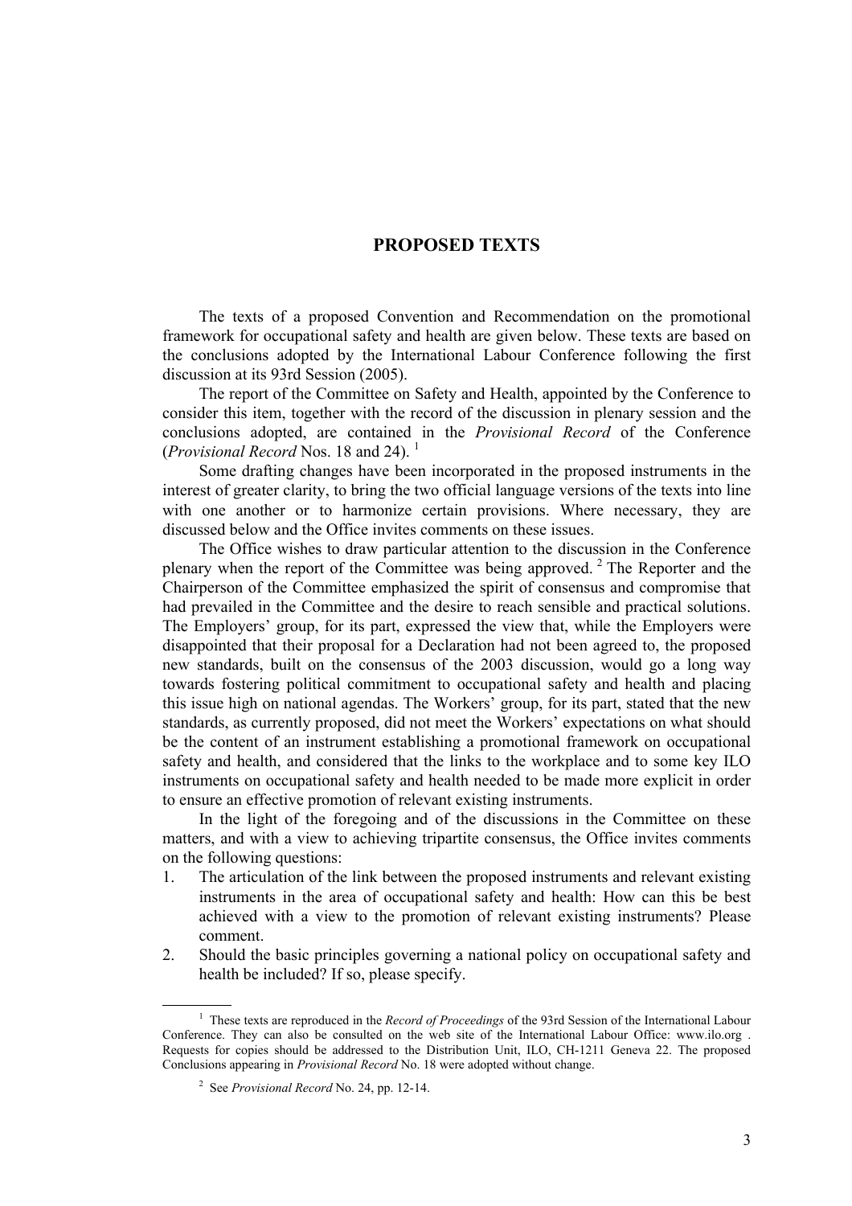## PROPOSED TEXTS

The texts of a proposed Convention and Recommendation on the promotional framework for occupational safety and health are given below. These texts are based on the conclusions adopted by the International Labour Conference following the first discussion at its 93rd Session (2005).

The report of the Committee on Safety and Health, appointed by the Conference to consider this item, together with the record of the discussion in plenary session and the conclusions adopted, are contained in the *Provisional Record* of the Conference (*Provisional Record* Nos. 18 and 24). [1]

Some drafting changes have been incorporated in the proposed instruments in the interest of greater clarity, to bring the two official language versions of the texts into line with one another or to harmonize certain provisions. Where necessary, they are discussed below and the Office invites comments on these issues.

The Office wishes to draw particular attention to the discussion in the Conference plenary when the report of the Committee was being approved. [2] The Reporter and the Chairperson of the Committee emphasized the spirit of consensus and compromise that had prevailed in the Committee and the desire to reach sensible and practical solutions. The Employers' group, for its part, expressed the view that, while the Employers were disappointed that their proposal for a Declaration had not been agreed to, the proposed new standards, built on the consensus of the 2003 discussion, would go a long way towards fostering political commitment to occupational safety and health and placing this issue high on national agendas. The Workers' group, for its part, stated that the new standards, as currently proposed, did not meet the Workers' expectations on what should be the content of an instrument establishing a promotional framework on occupational safety and health, and considered that the links to the workplace and to some key ILO instruments on occupational safety and health needed to be made more explicit in order to ensure an effective promotion of relevant existing instruments.

In the light of the foregoing and of the discussions in the Committee on these matters, and with a view to achieving tripartite consensus, the Office invites comments on the following questions:

1. The articulation of the link between the proposed instruments and relevant existing instruments in the area of occupational safety and health: How can this be best achieved with a view to the promotion of relevant existing instruments? Please comment.
2. Should the basic principles governing a national policy on occupational safety and health be included? If so, please specify.

---

[1] These texts are reproduced in the *Record of Proceedings* of the 93rd Session of the International Labour Conference. They can also be consulted on the web site of the International Labour Office: www.ilo.org . Requests for copies should be addressed to the Distribution Unit, ILO, CH-1211 Geneva 22. The proposed Conclusions appearing in *Provisional Record* No. 18 were adopted without change.

[2] See *Provisional Record* No. 24, pp. 12-14.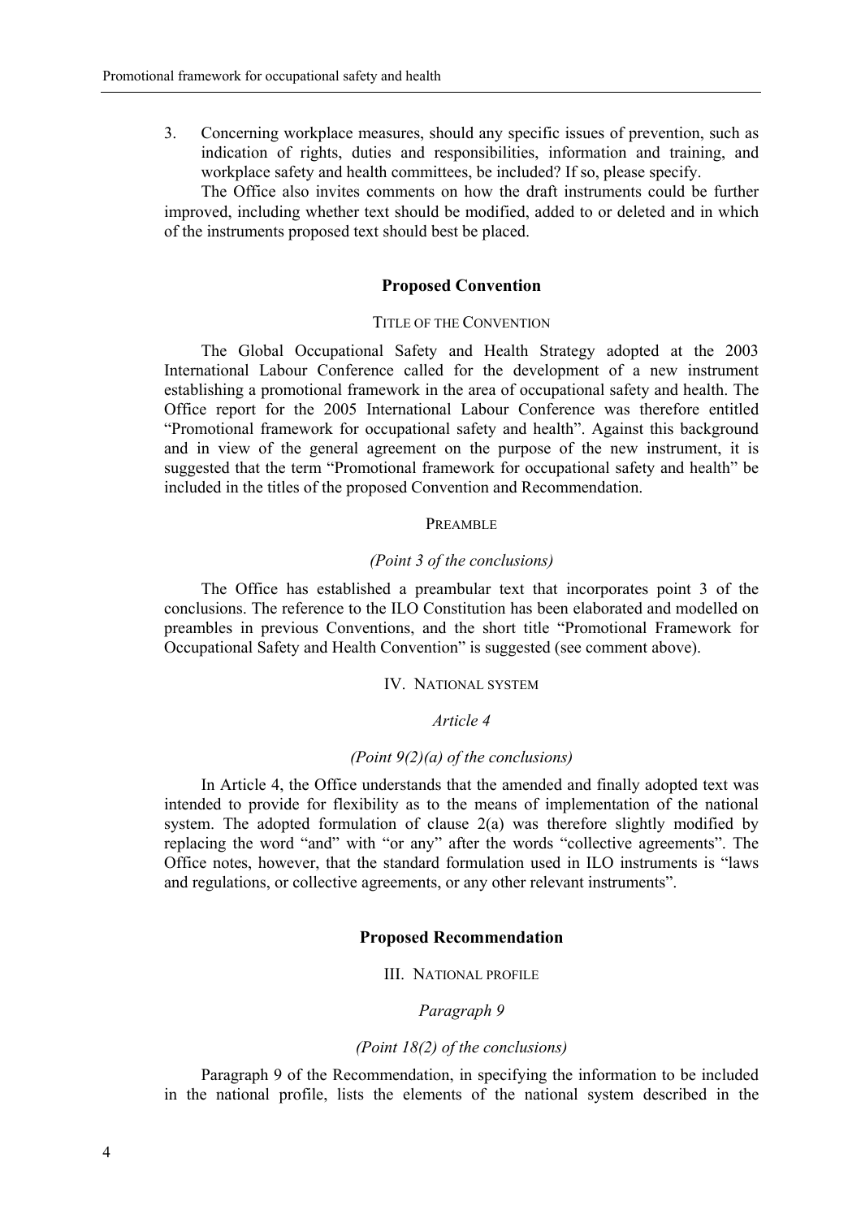3. Concerning workplace measures, should any specific issues of prevention, such as indication of rights, duties and responsibilities, information and training, and workplace safety and health committees, be included? If so, please specify.

The Office also invites comments on how the draft instruments could be further improved, including whether text should be modified, added to or deleted and in which of the instruments proposed text should best be placed.

## Proposed Convention

### TITLE OF THE CONVENTION

The Global Occupational Safety and Health Strategy adopted at the 2003 International Labour Conference called for the development of a new instrument establishing a promotional framework in the area of occupational safety and health. The Office report for the 2005 International Labour Conference was therefore entitled "Promotional framework for occupational safety and health". Against this background and in view of the general agreement on the purpose of the new instrument, it is suggested that the term "Promotional framework for occupational safety and health" be included in the titles of the proposed Convention and Recommendation.

### PREAMBLE

*(Point 3 of the conclusions)*

The Office has established a preambular text that incorporates point 3 of the conclusions. The reference to the ILO Constitution has been elaborated and modelled on preambles in previous Conventions, and the short title "Promotional Framework for Occupational Safety and Health Convention" is suggested (see comment above).

### IV. NATIONAL SYSTEM

*Article 4*

*(Point 9(2)(a) of the conclusions)*

In Article 4, the Office understands that the amended and finally adopted text was intended to provide for flexibility as to the means of implementation of the national system. The adopted formulation of clause 2(a) was therefore slightly modified by replacing the word "and" with "or any" after the words "collective agreements". The Office notes, however, that the standard formulation used in ILO instruments is "laws and regulations, or collective agreements, or any other relevant instruments".

## Proposed Recommendation

### III. NATIONAL PROFILE

*Paragraph 9*

*(Point 18(2) of the conclusions)*

Paragraph 9 of the Recommendation, in specifying the information to be included in the national profile, lists the elements of the national system described in the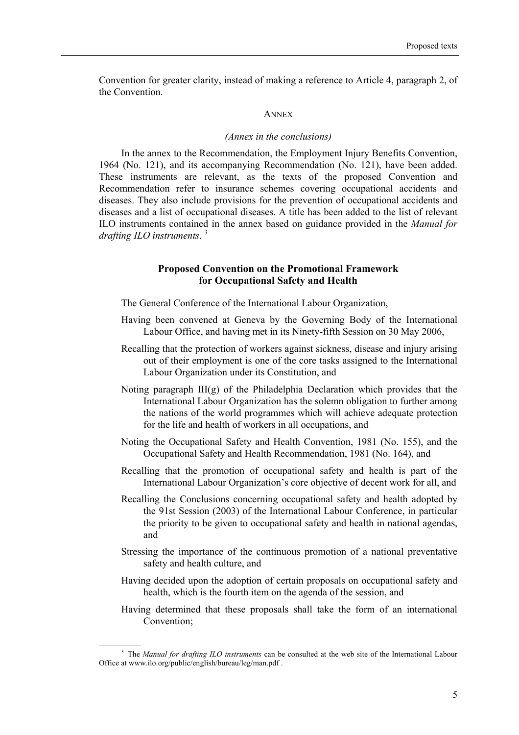Convention for greater clarity, instead of making a reference to Article 4, paragraph 2, of the Convention.

ANNEX

*(Annex in the conclusions)*

In the annex to the Recommendation, the Employment Injury Benefits Convention, 1964 (No. 121), and its accompanying Recommendation (No. 121), have been added. These instruments are relevant, as the texts of the proposed Convention and Recommendation refer to insurance schemes covering occupational accidents and diseases. They also include provisions for the prevention of occupational accidents and diseases and a list of occupational diseases. A title has been added to the list of relevant ILO instruments contained in the annex based on guidance provided in the *Manual for drafting ILO instruments*. [3]

## Proposed Convention on the Promotional Framework for Occupational Safety and Health

The General Conference of the International Labour Organization,

Having been convened at Geneva by the Governing Body of the International Labour Office, and having met in its Ninety-fifth Session on 30 May 2006,

Recalling that the protection of workers against sickness, disease and injury arising out of their employment is one of the core tasks assigned to the International Labour Organization under its Constitution, and

Noting paragraph III(g) of the Philadelphia Declaration which provides that the International Labour Organization has the solemn obligation to further among the nations of the world programmes which will achieve adequate protection for the life and health of workers in all occupations, and

Noting the Occupational Safety and Health Convention, 1981 (No. 155), and the Occupational Safety and Health Recommendation, 1981 (No. 164), and

Recalling that the promotion of occupational safety and health is part of the International Labour Organization's core objective of decent work for all, and

Recalling the Conclusions concerning occupational safety and health adopted by the 91st Session (2003) of the International Labour Conference, in particular the priority to be given to occupational safety and health in national agendas, and

Stressing the importance of the continuous promotion of a national preventative safety and health culture, and

Having decided upon the adoption of certain proposals on occupational safety and health, which is the fourth item on the agenda of the session, and

Having determined that these proposals shall take the form of an international Convention;

---

[3] The *Manual for drafting ILO instruments* can be consulted at the web site of the International Labour Office at www.ilo.org/public/english/bureau/leg/man.pdf .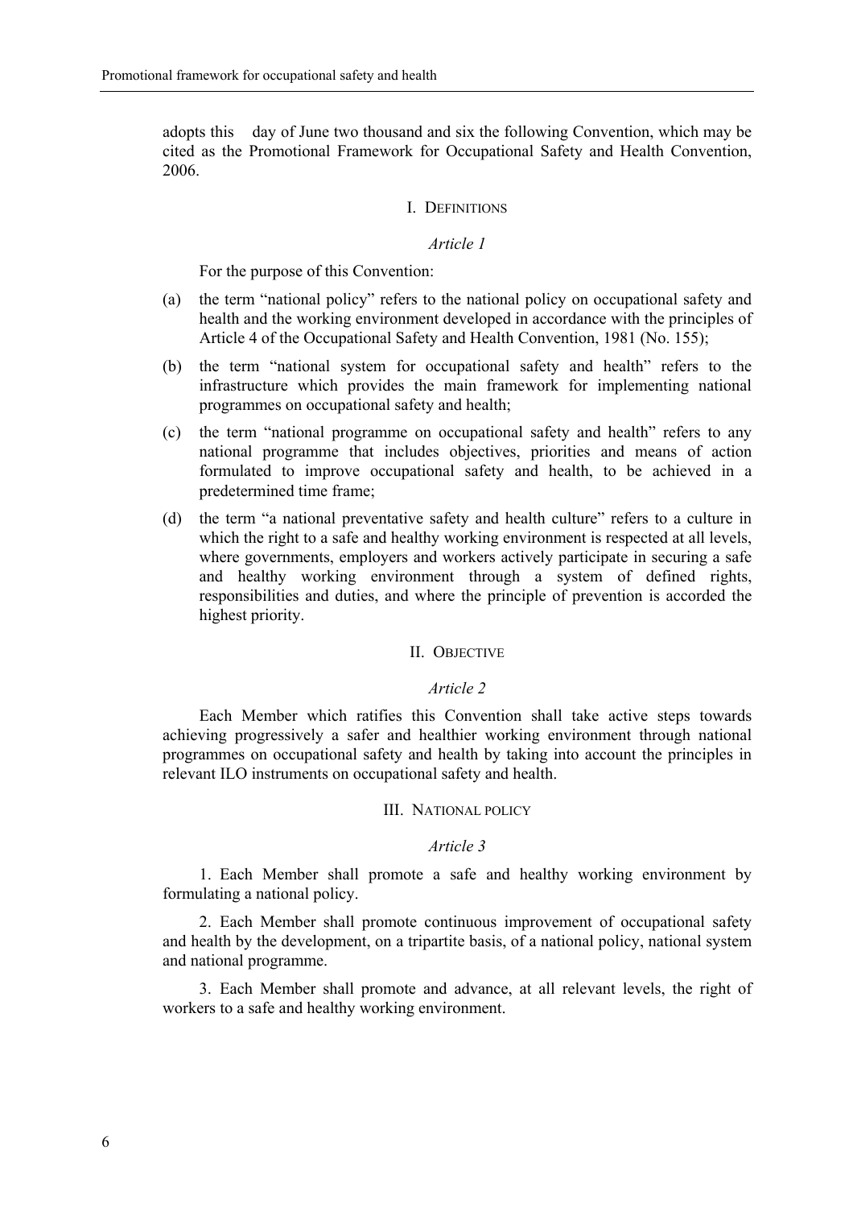adopts this  day of June two thousand and six the following Convention, which may be cited as the Promotional Framework for Occupational Safety and Health Convention, 2006.

## I. Definitions

### *Article 1*

For the purpose of this Convention:

(a) the term "national policy" refers to the national policy on occupational safety and health and the working environment developed in accordance with the principles of Article 4 of the Occupational Safety and Health Convention, 1981 (No. 155);

(b) the term "national system for occupational safety and health" refers to the infrastructure which provides the main framework for implementing national programmes on occupational safety and health;

(c) the term "national programme on occupational safety and health" refers to any national programme that includes objectives, priorities and means of action formulated to improve occupational safety and health, to be achieved in a predetermined time frame;

(d) the term "a national preventative safety and health culture" refers to a culture in which the right to a safe and healthy working environment is respected at all levels, where governments, employers and workers actively participate in securing a safe and healthy working environment through a system of defined rights, responsibilities and duties, and where the principle of prevention is accorded the highest priority.

## II. Objective

### *Article 2*

Each Member which ratifies this Convention shall take active steps towards achieving progressively a safer and healthier working environment through national programmes on occupational safety and health by taking into account the principles in relevant ILO instruments on occupational safety and health.

## III. National policy

### *Article 3*

1. Each Member shall promote a safe and healthy working environment by formulating a national policy.

2. Each Member shall promote continuous improvement of occupational safety and health by the development, on a tripartite basis, of a national policy, national system and national programme.

3. Each Member shall promote and advance, at all relevant levels, the right of workers to a safe and healthy working environment.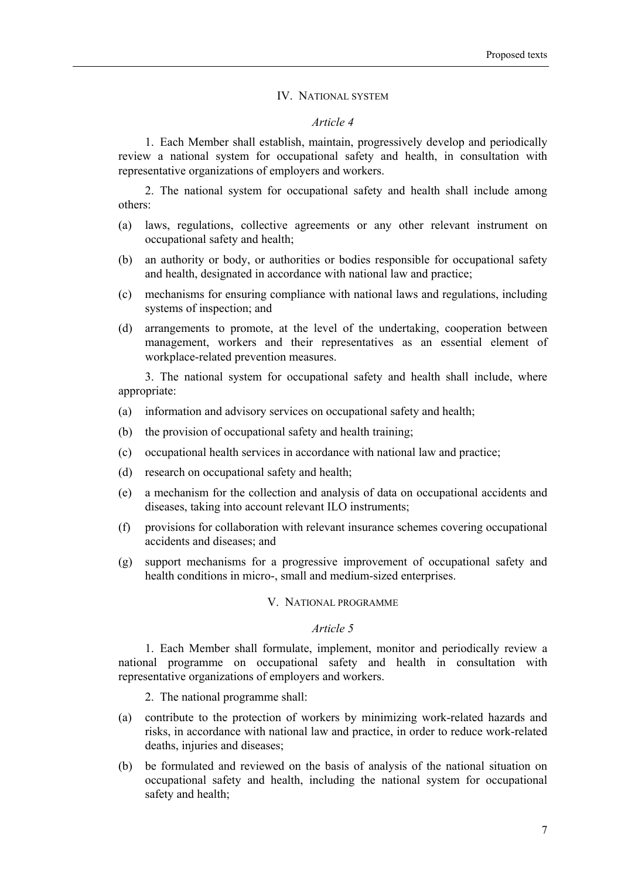## IV. National system

*Article 4*

1. Each Member shall establish, maintain, progressively develop and periodically review a national system for occupational safety and health, in consultation with representative organizations of employers and workers.

2. The national system for occupational safety and health shall include among others:

(a) laws, regulations, collective agreements or any other relevant instrument on occupational safety and health;

(b) an authority or body, or authorities or bodies responsible for occupational safety and health, designated in accordance with national law and practice;

(c) mechanisms for ensuring compliance with national laws and regulations, including systems of inspection; and

(d) arrangements to promote, at the level of the undertaking, cooperation between management, workers and their representatives as an essential element of workplace-related prevention measures.

3. The national system for occupational safety and health shall include, where appropriate:

(a) information and advisory services on occupational safety and health;

(b) the provision of occupational safety and health training;

(c) occupational health services in accordance with national law and practice;

(d) research on occupational safety and health;

(e) a mechanism for the collection and analysis of data on occupational accidents and diseases, taking into account relevant ILO instruments;

(f) provisions for collaboration with relevant insurance schemes covering occupational accidents and diseases; and

(g) support mechanisms for a progressive improvement of occupational safety and health conditions in micro-, small and medium-sized enterprises.

## V. National programme

*Article 5*

1. Each Member shall formulate, implement, monitor and periodically review a national programme on occupational safety and health in consultation with representative organizations of employers and workers.

2. The national programme shall:

(a) contribute to the protection of workers by minimizing work-related hazards and risks, in accordance with national law and practice, in order to reduce work-related deaths, injuries and diseases;

(b) be formulated and reviewed on the basis of analysis of the national situation on occupational safety and health, including the national system for occupational safety and health;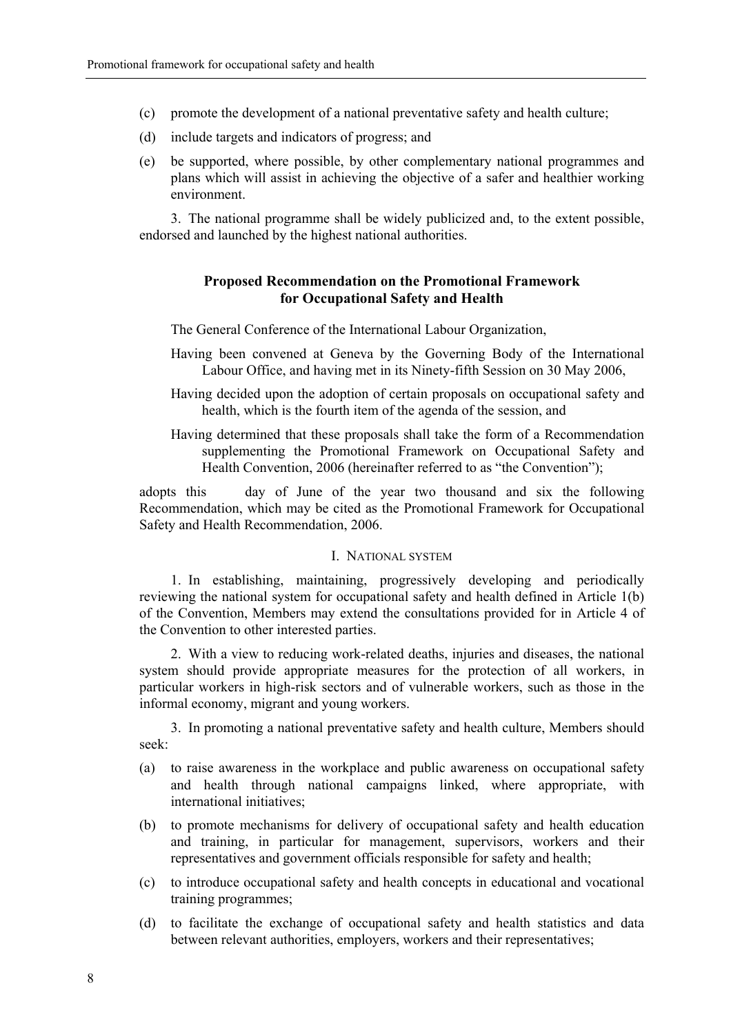(c) promote the development of a national preventative safety and health culture;

(d) include targets and indicators of progress; and

(e) be supported, where possible, by other complementary national programmes and plans which will assist in achieving the objective of a safer and healthier working environment.

3. The national programme shall be widely publicized and, to the extent possible, endorsed and launched by the highest national authorities.

## Proposed Recommendation on the Promotional Framework for Occupational Safety and Health

The General Conference of the International Labour Organization,

Having been convened at Geneva by the Governing Body of the International Labour Office, and having met in its Ninety-fifth Session on 30 May 2006,

Having decided upon the adoption of certain proposals on occupational safety and health, which is the fourth item of the agenda of the session, and

Having determined that these proposals shall take the form of a Recommendation supplementing the Promotional Framework on Occupational Safety and Health Convention, 2006 (hereinafter referred to as "the Convention");

adopts this day of June of the year two thousand and six the following Recommendation, which may be cited as the Promotional Framework for Occupational Safety and Health Recommendation, 2006.

### I. National system

1. In establishing, maintaining, progressively developing and periodically reviewing the national system for occupational safety and health defined in Article 1(b) of the Convention, Members may extend the consultations provided for in Article 4 of the Convention to other interested parties.

2. With a view to reducing work-related deaths, injuries and diseases, the national system should provide appropriate measures for the protection of all workers, in particular workers in high-risk sectors and of vulnerable workers, such as those in the informal economy, migrant and young workers.

3. In promoting a national preventative safety and health culture, Members should seek:

(a) to raise awareness in the workplace and public awareness on occupational safety and health through national campaigns linked, where appropriate, with international initiatives;

(b) to promote mechanisms for delivery of occupational safety and health education and training, in particular for management, supervisors, workers and their representatives and government officials responsible for safety and health;

(c) to introduce occupational safety and health concepts in educational and vocational training programmes;

(d) to facilitate the exchange of occupational safety and health statistics and data between relevant authorities, employers, workers and their representatives;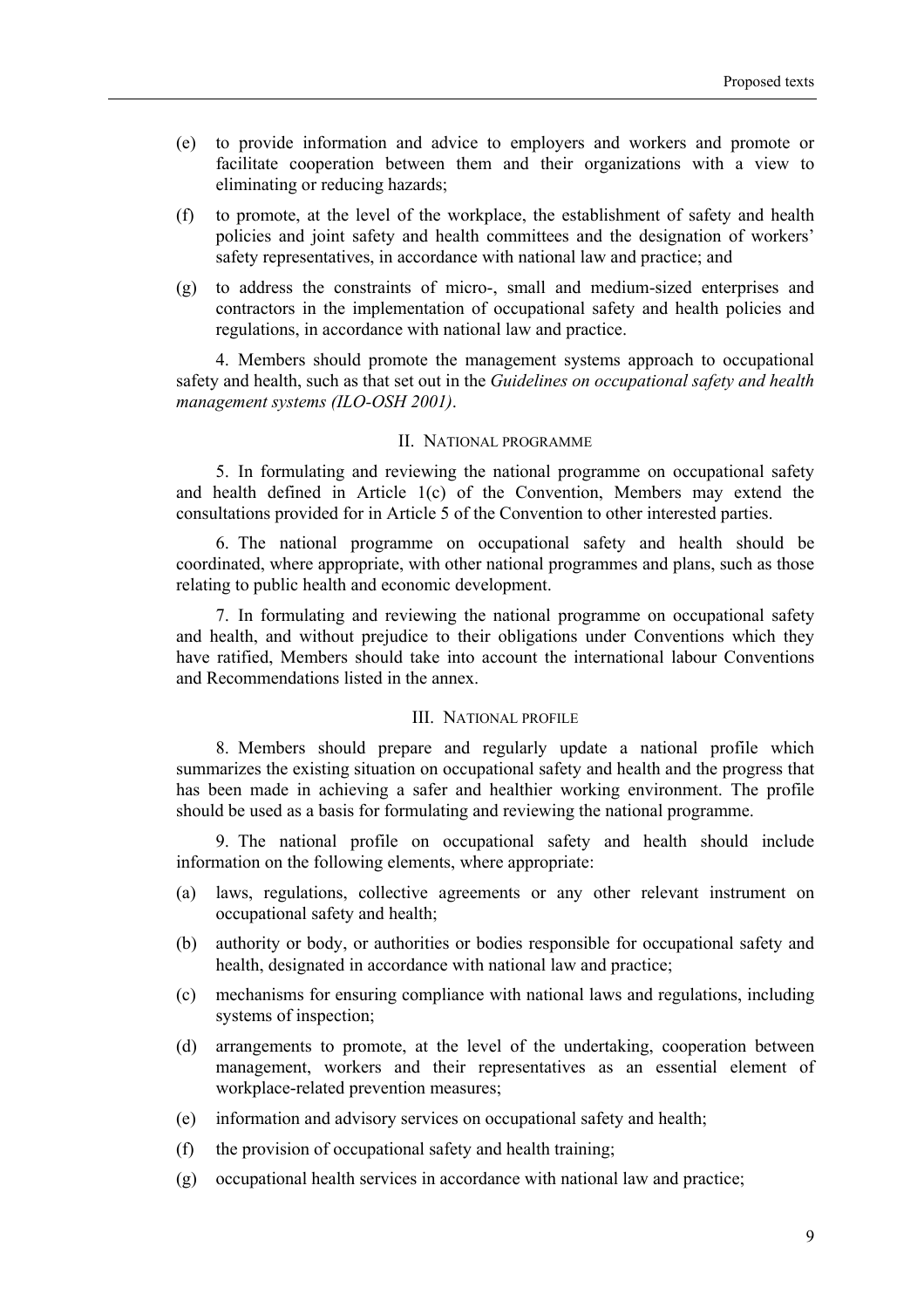(e) to provide information and advice to employers and workers and promote or facilitate cooperation between them and their organizations with a view to eliminating or reducing hazards;

(f) to promote, at the level of the workplace, the establishment of safety and health policies and joint safety and health committees and the designation of workers' safety representatives, in accordance with national law and practice; and

(g) to address the constraints of micro-, small and medium-sized enterprises and contractors in the implementation of occupational safety and health policies and regulations, in accordance with national law and practice.

4. Members should promote the management systems approach to occupational safety and health, such as that set out in the *Guidelines on occupational safety and health management systems (ILO-OSH 2001)*.

## II. National programme

5. In formulating and reviewing the national programme on occupational safety and health defined in Article 1(c) of the Convention, Members may extend the consultations provided for in Article 5 of the Convention to other interested parties.

6. The national programme on occupational safety and health should be coordinated, where appropriate, with other national programmes and plans, such as those relating to public health and economic development.

7. In formulating and reviewing the national programme on occupational safety and health, and without prejudice to their obligations under Conventions which they have ratified, Members should take into account the international labour Conventions and Recommendations listed in the annex.

## III. National profile

8. Members should prepare and regularly update a national profile which summarizes the existing situation on occupational safety and health and the progress that has been made in achieving a safer and healthier working environment. The profile should be used as a basis for formulating and reviewing the national programme.

9. The national profile on occupational safety and health should include information on the following elements, where appropriate:

(a) laws, regulations, collective agreements or any other relevant instrument on occupational safety and health;

(b) authority or body, or authorities or bodies responsible for occupational safety and health, designated in accordance with national law and practice;

(c) mechanisms for ensuring compliance with national laws and regulations, including systems of inspection;

(d) arrangements to promote, at the level of the undertaking, cooperation between management, workers and their representatives as an essential element of workplace-related prevention measures;

(e) information and advisory services on occupational safety and health;

(f) the provision of occupational safety and health training;

(g) occupational health services in accordance with national law and practice;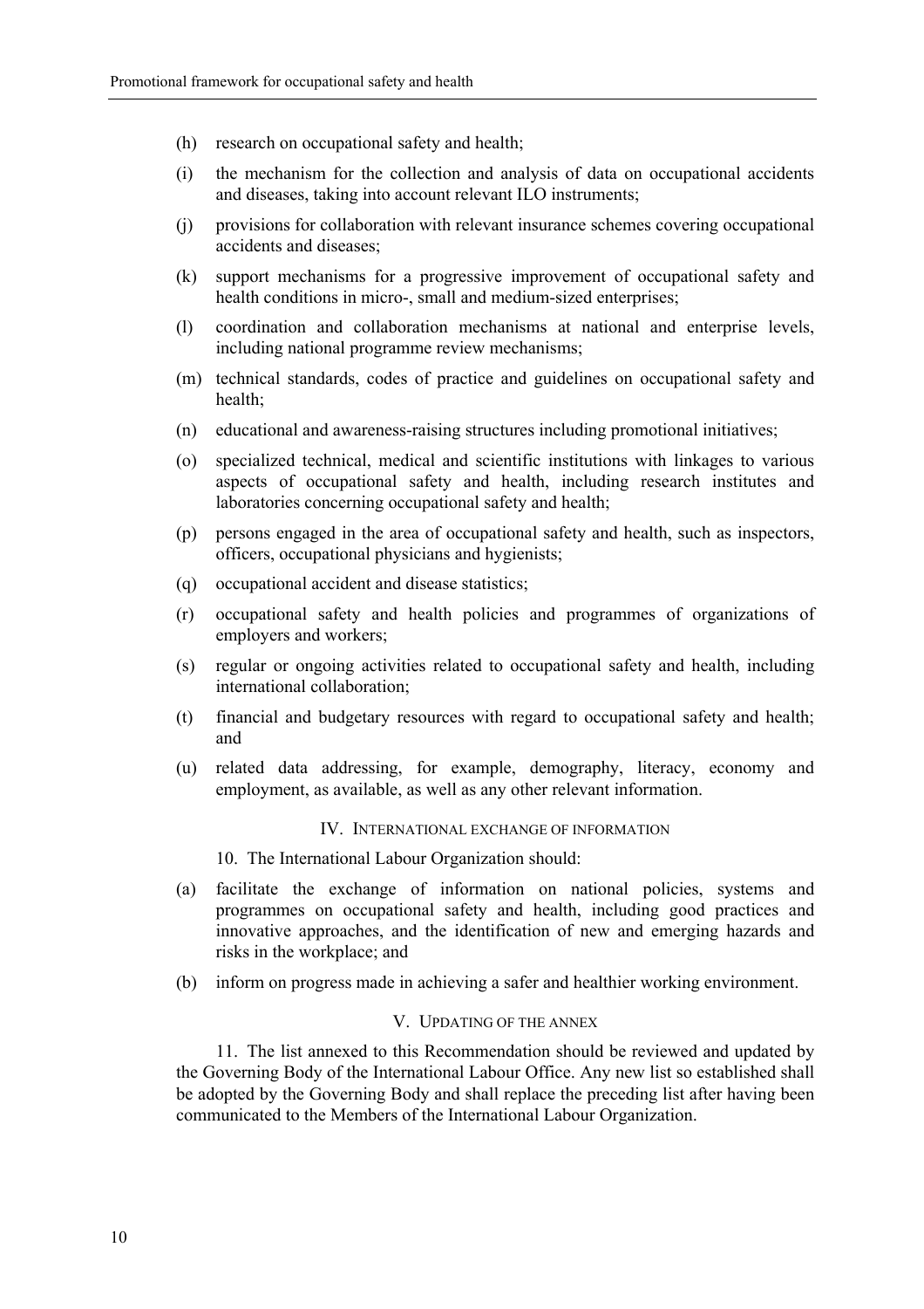(h) research on occupational safety and health;

(i) the mechanism for the collection and analysis of data on occupational accidents and diseases, taking into account relevant ILO instruments;

(j) provisions for collaboration with relevant insurance schemes covering occupational accidents and diseases;

(k) support mechanisms for a progressive improvement of occupational safety and health conditions in micro-, small and medium-sized enterprises;

(l) coordination and collaboration mechanisms at national and enterprise levels, including national programme review mechanisms;

(m) technical standards, codes of practice and guidelines on occupational safety and health;

(n) educational and awareness-raising structures including promotional initiatives;

(o) specialized technical, medical and scientific institutions with linkages to various aspects of occupational safety and health, including research institutes and laboratories concerning occupational safety and health;

(p) persons engaged in the area of occupational safety and health, such as inspectors, officers, occupational physicians and hygienists;

(q) occupational accident and disease statistics;

(r) occupational safety and health policies and programmes of organizations of employers and workers;

(s) regular or ongoing activities related to occupational safety and health, including international collaboration;

(t) financial and budgetary resources with regard to occupational safety and health; and

(u) related data addressing, for example, demography, literacy, economy and employment, as available, as well as any other relevant information.

## IV. International exchange of information

10. The International Labour Organization should:

(a) facilitate the exchange of information on national policies, systems and programmes on occupational safety and health, including good practices and innovative approaches, and the identification of new and emerging hazards and risks in the workplace; and

(b) inform on progress made in achieving a safer and healthier working environment.

## V. Updating of the annex

11. The list annexed to this Recommendation should be reviewed and updated by the Governing Body of the International Labour Office. Any new list so established shall be adopted by the Governing Body and shall replace the preceding list after having been communicated to the Members of the International Labour Organization.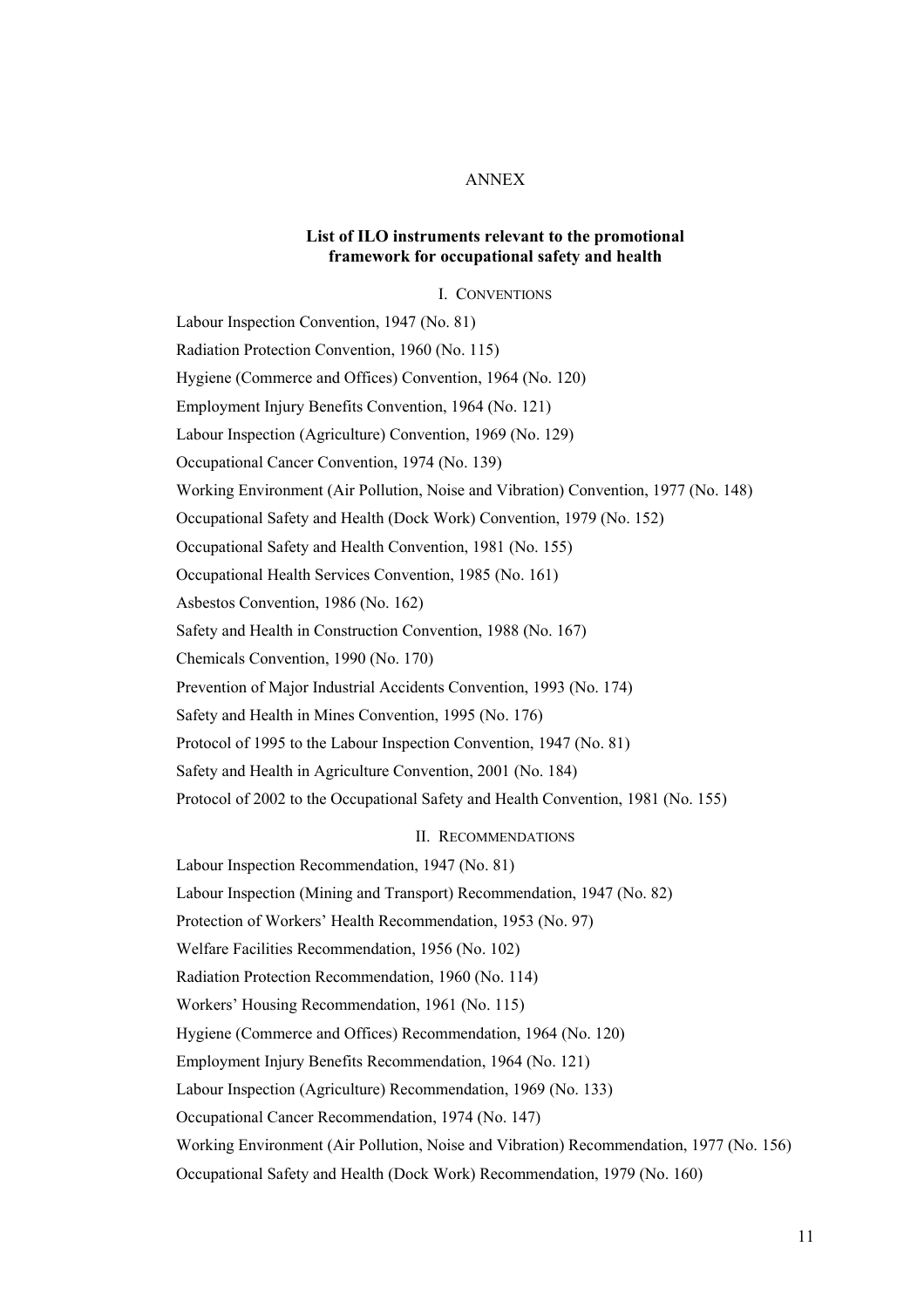# ANNEX

## List of ILO instruments relevant to the promotional framework for occupational safety and health

### I. Conventions

Labour Inspection Convention, 1947 (No. 81)

Radiation Protection Convention, 1960 (No. 115)

Hygiene (Commerce and Offices) Convention, 1964 (No. 120)

Employment Injury Benefits Convention, 1964 (No. 121)

Labour Inspection (Agriculture) Convention, 1969 (No. 129)

Occupational Cancer Convention, 1974 (No. 139)

Working Environment (Air Pollution, Noise and Vibration) Convention, 1977 (No. 148)

Occupational Safety and Health (Dock Work) Convention, 1979 (No. 152)

Occupational Safety and Health Convention, 1981 (No. 155)

Occupational Health Services Convention, 1985 (No. 161)

Asbestos Convention, 1986 (No. 162)

Safety and Health in Construction Convention, 1988 (No. 167)

Chemicals Convention, 1990 (No. 170)

Prevention of Major Industrial Accidents Convention, 1993 (No. 174)

Safety and Health in Mines Convention, 1995 (No. 176)

Protocol of 1995 to the Labour Inspection Convention, 1947 (No. 81)

Safety and Health in Agriculture Convention, 2001 (No. 184)

Protocol of 2002 to the Occupational Safety and Health Convention, 1981 (No. 155)

### II. Recommendations

Labour Inspection Recommendation, 1947 (No. 81)

Labour Inspection (Mining and Transport) Recommendation, 1947 (No. 82)

Protection of Workers' Health Recommendation, 1953 (No. 97)

Welfare Facilities Recommendation, 1956 (No. 102)

Radiation Protection Recommendation, 1960 (No. 114)

Workers' Housing Recommendation, 1961 (No. 115)

Hygiene (Commerce and Offices) Recommendation, 1964 (No. 120)

Employment Injury Benefits Recommendation, 1964 (No. 121)

Labour Inspection (Agriculture) Recommendation, 1969 (No. 133)

Occupational Cancer Recommendation, 1974 (No. 147)

Working Environment (Air Pollution, Noise and Vibration) Recommendation, 1977 (No. 156)

Occupational Safety and Health (Dock Work) Recommendation, 1979 (No. 160)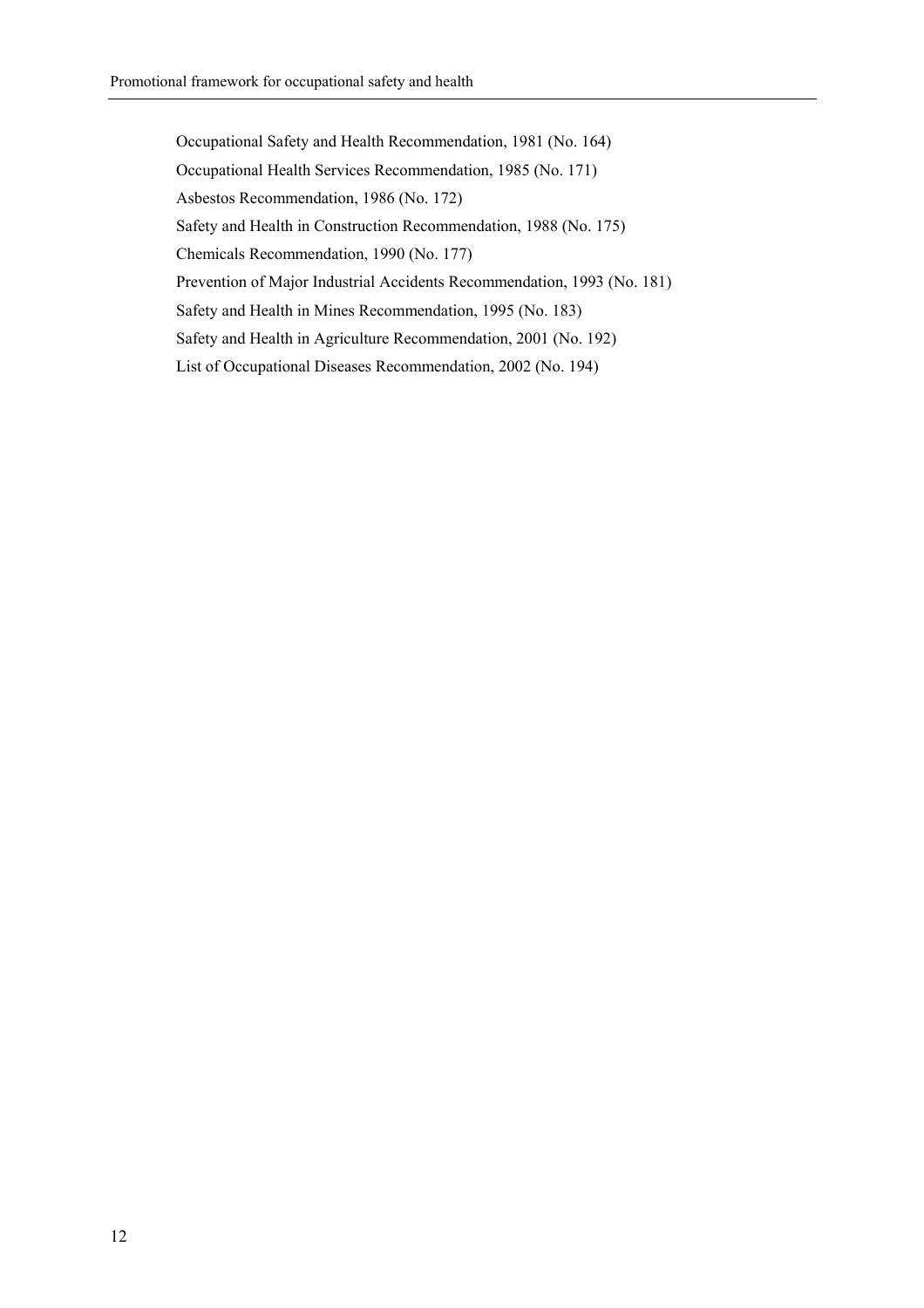Occupational Safety and Health Recommendation, 1981 (No. 164)

Occupational Health Services Recommendation, 1985 (No. 171)

Asbestos Recommendation, 1986 (No. 172)

Safety and Health in Construction Recommendation, 1988 (No. 175)

Chemicals Recommendation, 1990 (No. 177)

Prevention of Major Industrial Accidents Recommendation, 1993 (No. 181)

Safety and Health in Mines Recommendation, 1995 (No. 183)

Safety and Health in Agriculture Recommendation, 2001 (No. 192)

List of Occupational Diseases Recommendation, 2002 (No. 194)